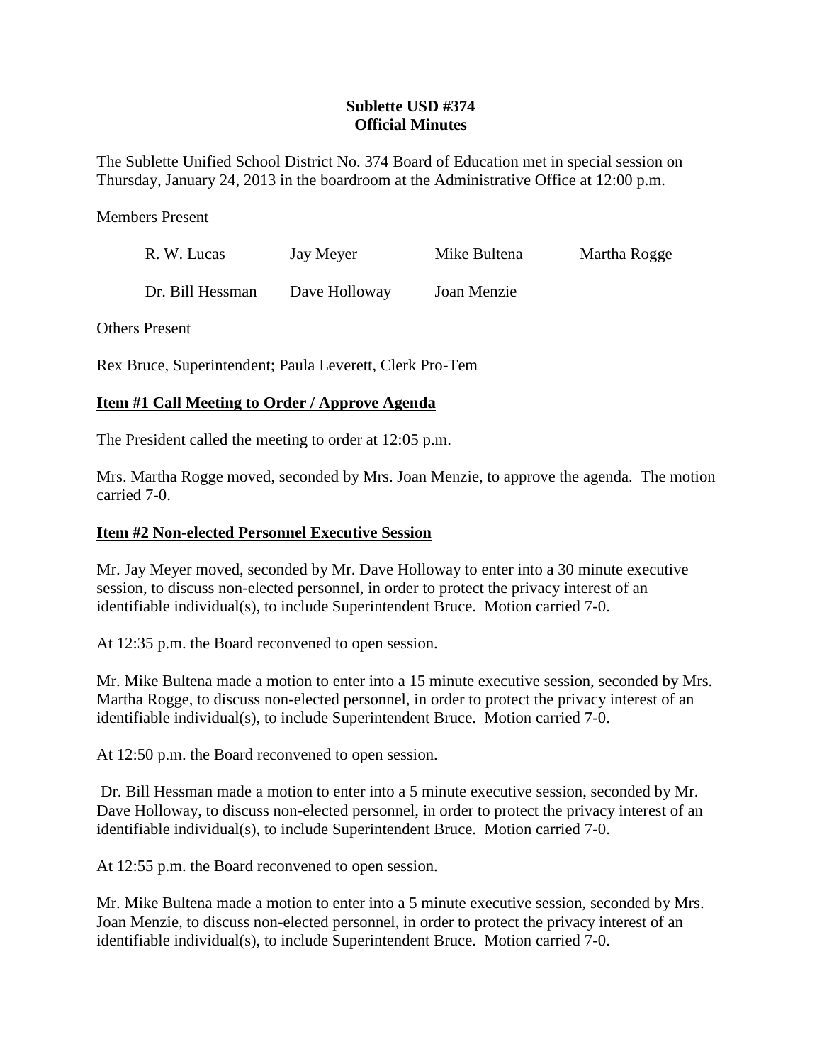**Sublette USD #374**
**Official Minutes**

The Sublette Unified School District No. 374 Board of Education met in special session on Thursday, January 24, 2013 in the boardroom at the Administrative Office at 12:00 p.m.

Members Present

| | | | |
|---|---|---|---|
| R. W. Lucas | Jay Meyer | Mike Bultena | Martha Rogge |
| Dr. Bill Hessman | Dave Holloway | Joan Menzie | |

Others Present

Rex Bruce, Superintendent; Paula Leverett, Clerk Pro-Tem

**Item #1 Call Meeting to Order / Approve Agenda**

The President called the meeting to order at 12:05 p.m.

Mrs. Martha Rogge moved, seconded by Mrs. Joan Menzie, to approve the agenda. The motion carried 7-0.

**Item #2 Non-elected Personnel Executive Session**

Mr. Jay Meyer moved, seconded by Mr. Dave Holloway to enter into a 30 minute executive session, to discuss non-elected personnel, in order to protect the privacy interest of an identifiable individual(s), to include Superintendent Bruce. Motion carried 7-0.

At 12:35 p.m. the Board reconvened to open session.

Mr. Mike Bultena made a motion to enter into a 15 minute executive session, seconded by Mrs. Martha Rogge, to discuss non-elected personnel, in order to protect the privacy interest of an identifiable individual(s), to include Superintendent Bruce. Motion carried 7-0.

At 12:50 p.m. the Board reconvened to open session.

Dr. Bill Hessman made a motion to enter into a 5 minute executive session, seconded by Mr. Dave Holloway, to discuss non-elected personnel, in order to protect the privacy interest of an identifiable individual(s), to include Superintendent Bruce. Motion carried 7-0.

At 12:55 p.m. the Board reconvened to open session.

Mr. Mike Bultena made a motion to enter into a 5 minute executive session, seconded by Mrs. Joan Menzie, to discuss non-elected personnel, in order to protect the privacy interest of an identifiable individual(s), to include Superintendent Bruce. Motion carried 7-0.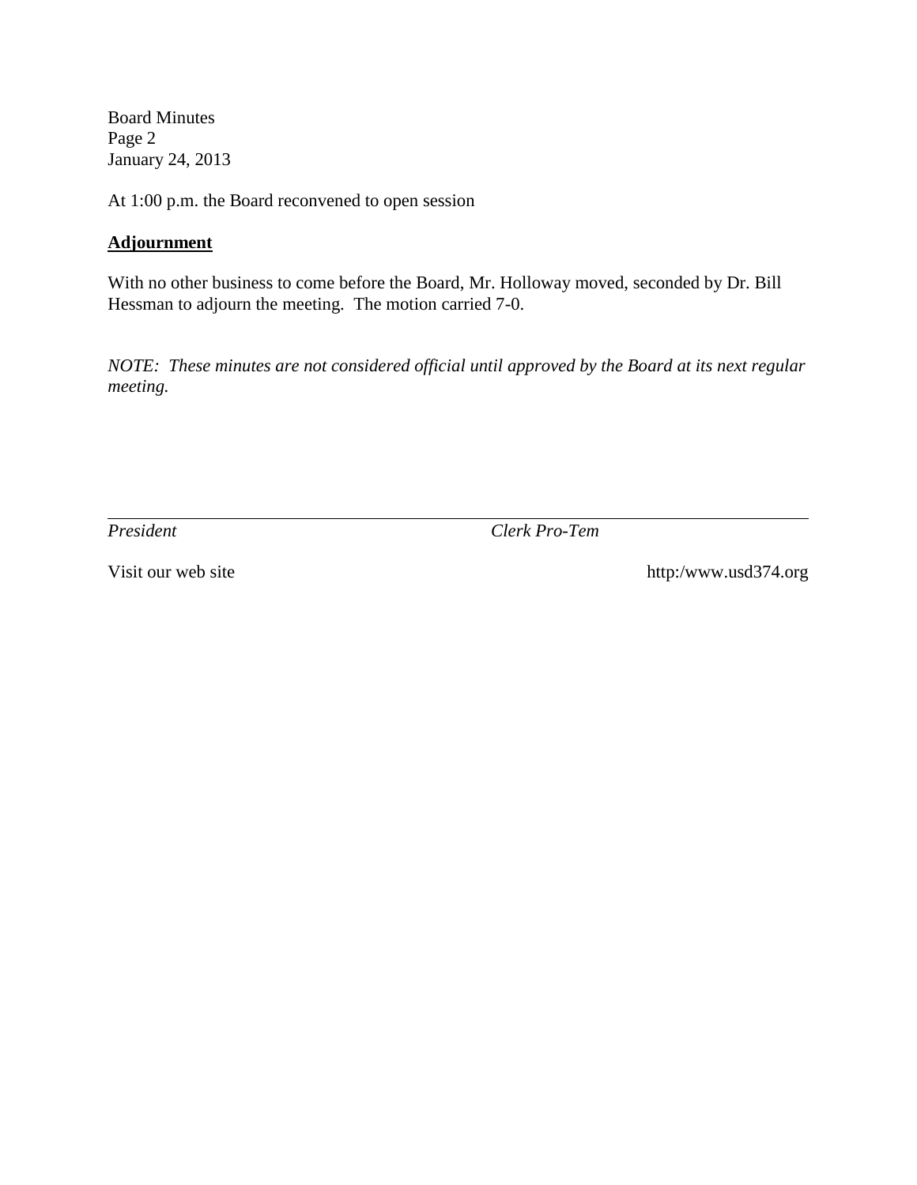At 1:00 p.m. the Board reconvened to open session

**Adjournment**

With no other business to come before the Board, Mr. Holloway moved, seconded by Dr. Bill Hessman to adjourn the meeting. The motion carried 7-0.

*NOTE: These minutes are not considered official until approved by the Board at its next regular meeting.*

______________________________________________________________________________

*President* *Clerk Pro-Tem*

Visit our web site http:/www.usd374.org